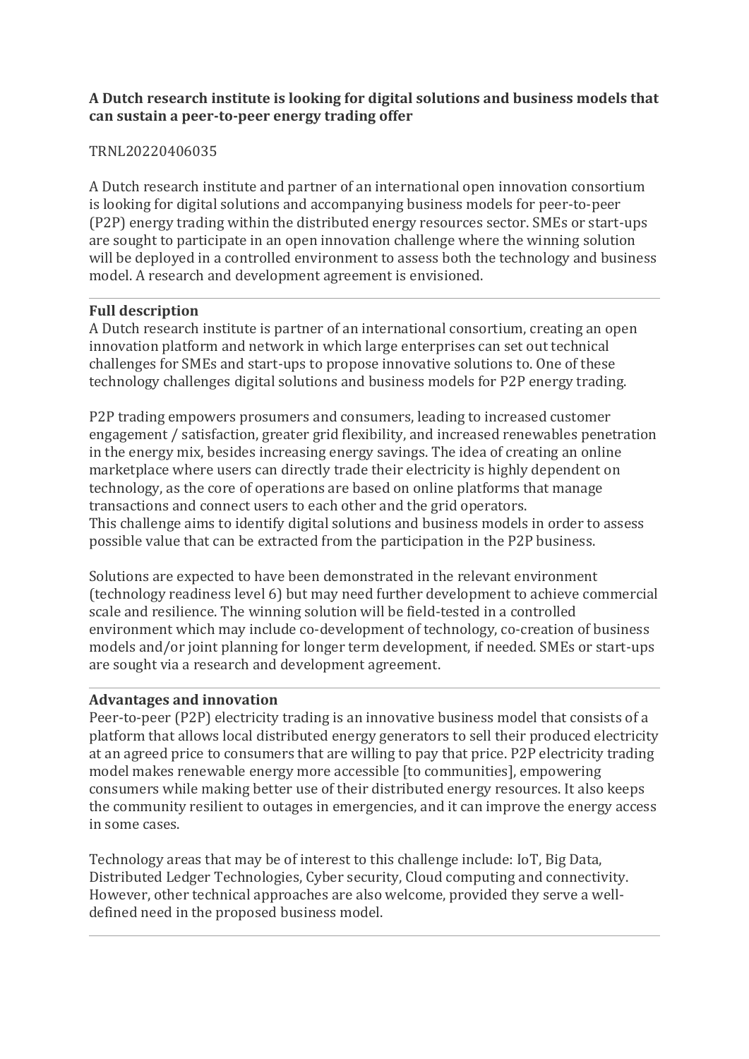**A Dutch research institute is looking for digital solutions and business models that can sustain a peer-to-peer energy trading offer**

TRNL20220406035

A Dutch research institute and partner of an international open innovation consortium is looking for digital solutions and accompanying business models for peer-to-peer (P2P) energy trading within the distributed energy resources sector. SMEs or start-ups are sought to participate in an open innovation challenge where the winning solution will be deployed in a controlled environment to assess both the technology and business model. A research and development agreement is envisioned.

---

**Full description**

A Dutch research institute is partner of an international consortium, creating an open innovation platform and network in which large enterprises can set out technical challenges for SMEs and start-ups to propose innovative solutions to. One of these technology challenges digital solutions and business models for P2P energy trading.

P2P trading empowers prosumers and consumers, leading to increased customer engagement / satisfaction, greater grid flexibility, and increased renewables penetration in the energy mix, besides increasing energy savings. The idea of creating an online marketplace where users can directly trade their electricity is highly dependent on technology, as the core of operations are based on online platforms that manage transactions and connect users to each other and the grid operators.
This challenge aims to identify digital solutions and business models in order to assess possible value that can be extracted from the participation in the P2P business.

Solutions are expected to have been demonstrated in the relevant environment (technology readiness level 6) but may need further development to achieve commercial scale and resilience. The winning solution will be field-tested in a controlled environment which may include co-development of technology, co-creation of business models and/or joint planning for longer term development, if needed. SMEs or start-ups are sought via a research and development agreement.

---

**Advantages and innovation**

Peer-to-peer (P2P) electricity trading is an innovative business model that consists of a platform that allows local distributed energy generators to sell their produced electricity at an agreed price to consumers that are willing to pay that price. P2P electricity trading model makes renewable energy more accessible [to communities], empowering consumers while making better use of their distributed energy resources. It also keeps the community resilient to outages in emergencies, and it can improve the energy access in some cases.

Technology areas that may be of interest to this challenge include: IoT, Big Data, Distributed Ledger Technologies, Cyber security, Cloud computing and connectivity. However, other technical approaches are also welcome, provided they serve a well-defined need in the proposed business model.

---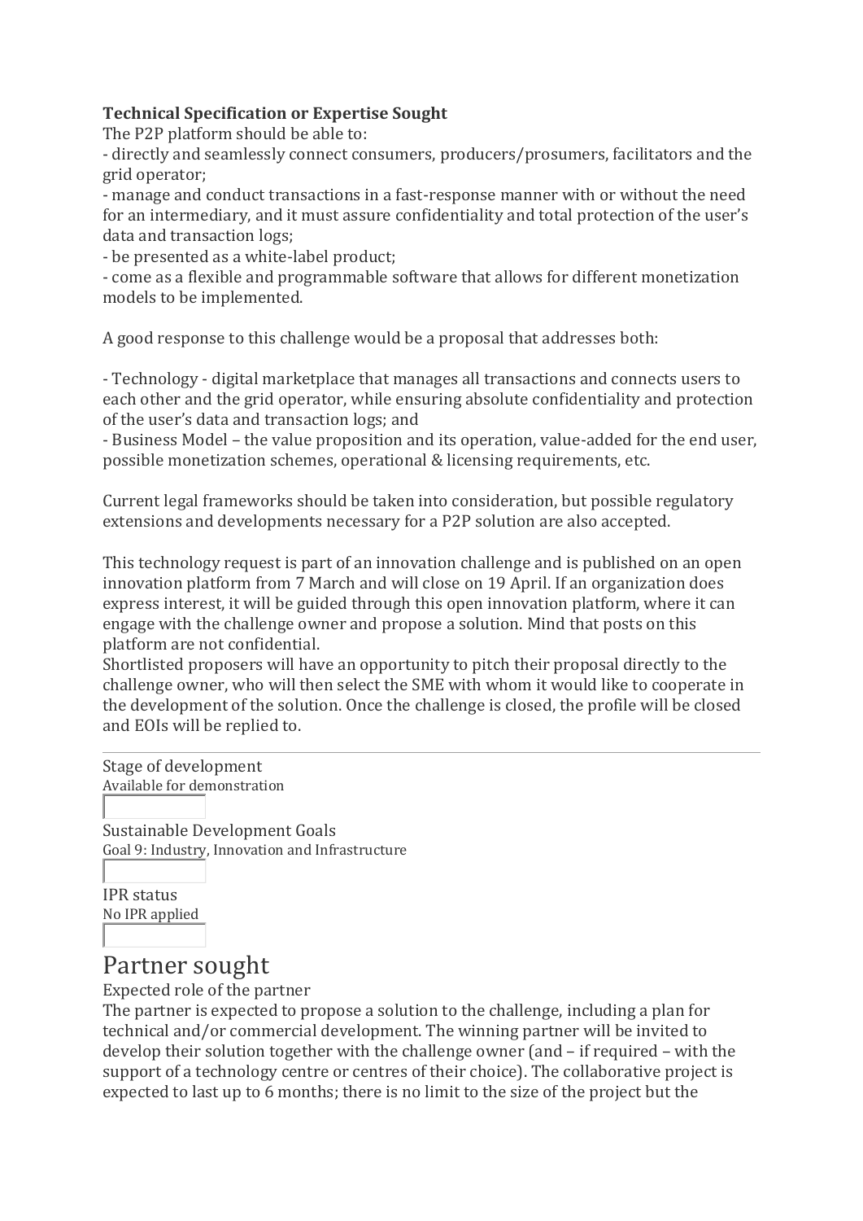**Technical Specification or Expertise Sought**

The P2P platform should be able to:

- directly and seamlessly connect consumers, producers/prosumers, facilitators and the grid operator;
- manage and conduct transactions in a fast-response manner with or without the need for an intermediary, and it must assure confidentiality and total protection of the user's data and transaction logs;
- be presented as a white-label product;
- come as a flexible and programmable software that allows for different monetization models to be implemented.

A good response to this challenge would be a proposal that addresses both:

- Technology - digital marketplace that manages all transactions and connects users to each other and the grid operator, while ensuring absolute confidentiality and protection of the user's data and transaction logs; and
- Business Model – the value proposition and its operation, value-added for the end user, possible monetization schemes, operational & licensing requirements, etc.

Current legal frameworks should be taken into consideration, but possible regulatory extensions and developments necessary for a P2P solution are also accepted.

This technology request is part of an innovation challenge and is published on an open innovation platform from 7 March and will close on 19 April. If an organization does express interest, it will be guided through this open innovation platform, where it can engage with the challenge owner and propose a solution. Mind that posts on this platform are not confidential.

Shortlisted proposers will have an opportunity to pitch their proposal directly to the challenge owner, who will then select the SME with whom it would like to cooperate in the development of the solution. Once the challenge is closed, the profile will be closed and EOIs will be replied to.

---

Stage of development

Available for demonstration

Sustainable Development Goals

Goal 9: Industry, Innovation and Infrastructure

IPR status

No IPR applied

# Partner sought

Expected role of the partner

The partner is expected to propose a solution to the challenge, including a plan for technical and/or commercial development. The winning partner will be invited to develop their solution together with the challenge owner (and – if required – with the support of a technology centre or centres of their choice). The collaborative project is expected to last up to 6 months; there is no limit to the size of the project but the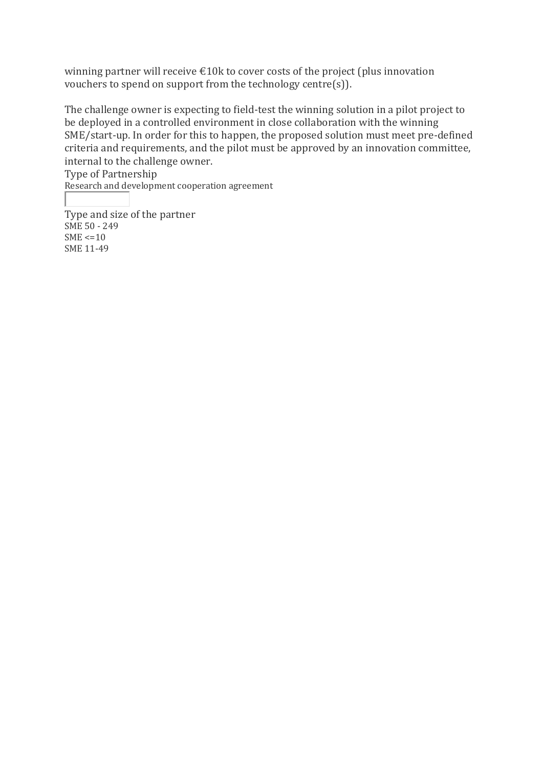winning partner will receive €10k to cover costs of the project (plus innovation vouchers to spend on support from the technology centre(s)).

The challenge owner is expecting to field-test the winning solution in a pilot project to be deployed in a controlled environment in close collaboration with the winning SME/start-up. In order for this to happen, the proposed solution must meet pre-defined criteria and requirements, and the pilot must be approved by an innovation committee, internal to the challenge owner.

Type of Partnership

Research and development cooperation agreement

Type and size of the partner

SME 50 - 249

SME <=10

SME 11-49